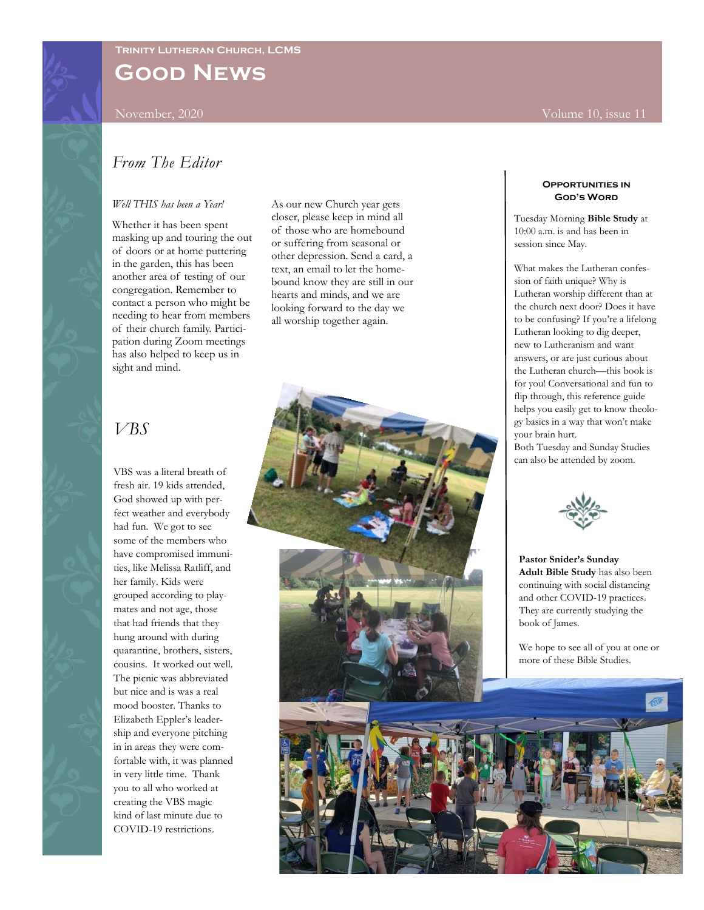**Trinity Lutheran Church, LCMS**

# Good News

November, 2020 Volume 10, issue 11

## *From The Editor*

*Well THIS has been a Year!*

Whether it has been spent masking up and touring the out of doors or at home puttering in the garden, this has been another area of testing of our congregation. Remember to contact a person who might be needing to hear from members of their church family. Participation during Zoom meetings has also helped to keep us in sight and mind.

As our new Church year gets closer, please keep in mind all of those who are homebound or suffering from seasonal or other depression. Send a card, a text, an email to let the homebound know they are still in our hearts and minds, and we are looking forward to the day we all worship together again.

## *VBS*

VBS was a literal breath of fresh air. 19 kids attended, God showed up with perfect weather and everybody had fun. We got to see some of the members who have compromised immunities, like Melissa Ratliff, and her family. Kids were grouped according to playmates and not age, those that had friends that they hung around with during quarantine, brothers, sisters, cousins. It worked out well. The picnic was abbreviated but nice and is was a real mood booster. Thanks to Elizabeth Eppler's leadership and everyone pitching in in areas they were comfortable with, it was planned in very little time. Thank you to all who worked at creating the VBS magic kind of last minute due to COVID-19 restrictions.

### Opportunities in God's Word

Tuesday Morning **Bible Study** at 10:00 a.m. is and has been in session since May.

What makes the Lutheran confession of faith unique? Why is Lutheran worship different than at the church next door? Does it have to be confusing? If you're a lifelong Lutheran looking to dig deeper, new to Lutheranism and want answers, or are just curious about the Lutheran church—this book is for you! Conversational and fun to flip through, this reference guide helps you easily get to know theology basics in a way that won't make your brain hurt.
Both Tuesday and Sunday Studies can also be attended by zoom.

**Pastor Snider's Sunday Adult Bible Study** has also been continuing with social distancing and other COVID-19 practices. They are currently studying the book of James.

We hope to see all of you at one or more of these Bible Studies.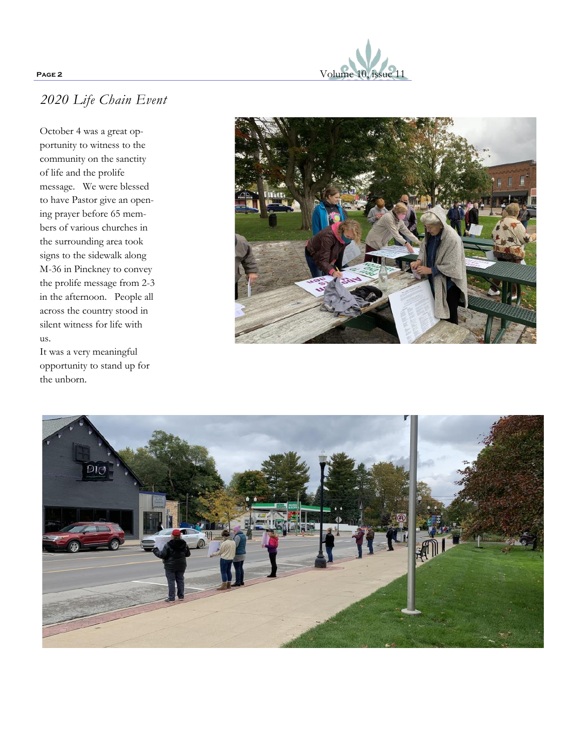## *2020 Life Chain Event*

October 4 was a great opportunity to witness to the community on the sanctity of life and the prolife message. We were blessed to have Pastor give an opening prayer before 65 members of various churches in the surrounding area took signs to the sidewalk along M-36 in Pinckney to convey the prolife message from 2-3 in the afternoon. People all across the country stood in silent witness for life with us.

It was a very meaningful opportunity to stand up for the unborn.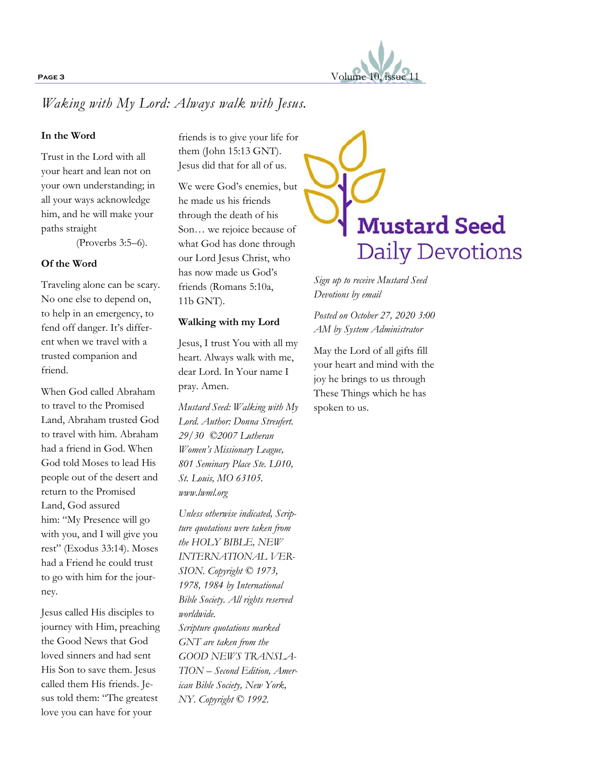## *Waking with My Lord: Always walk with Jesus.*

**In the Word**

Trust in the Lord with all your heart and lean not on your own understanding; in all your ways acknowledge him, and he will make your paths straight
(Proverbs 3:5–6).

**Of the Word**

Traveling alone can be scary. No one else to depend on, to help in an emergency, to fend off danger. It's different when we travel with a trusted companion and friend.

When God called Abraham to travel to the Promised Land, Abraham trusted God to travel with him. Abraham had a friend in God. When God told Moses to lead His people out of the desert and return to the Promised Land, God assured him: "My Presence will go with you, and I will give you rest" (Exodus 33:14). Moses had a Friend he could trust to go with him for the journey.

Jesus called His disciples to journey with Him, preaching the Good News that God loved sinners and had sent His Son to save them. Jesus called them His friends. Jesus told them: "The greatest love you can have for your friends is to give your life for them (John 15:13 GNT). Jesus did that for all of us.

We were God's enemies, but he made us his friends through the death of his Son… we rejoice because of what God has done through our Lord Jesus Christ, who has now made us God's friends (Romans 5:10a, 11b GNT).

**Walking with my Lord**

Jesus, I trust You with all my heart. Always walk with me, dear Lord. In Your name I pray. Amen.

*Mustard Seed: Walking with My Lord. Author: Donna Streufert. 29/30 ©2007 Lutheran Women's Missionary League, 801 Seminary Place Ste. L010, St. Louis, MO 63105. www.lwml.org*

*Unless otherwise indicated, Scripture quotations were taken from the HOLY BIBLE, NEW INTERNATIONAL VERSION. Copyright © 1973, 1978, 1984 by International Bible Society. All rights reserved worldwide.*
*Scripture quotations marked GNT are taken from the GOOD NEWS TRANSLATION – Second Edition, American Bible Society, New York, NY. Copyright © 1992.*

**Mustard Seed Daily Devotions**

*Sign up to receive Mustard Seed Devotions by email*

*Posted on October 27, 2020 3:00 AM by System Administrator*

May the Lord of all gifts fill your heart and mind with the joy he brings to us through These Things which he has spoken to us.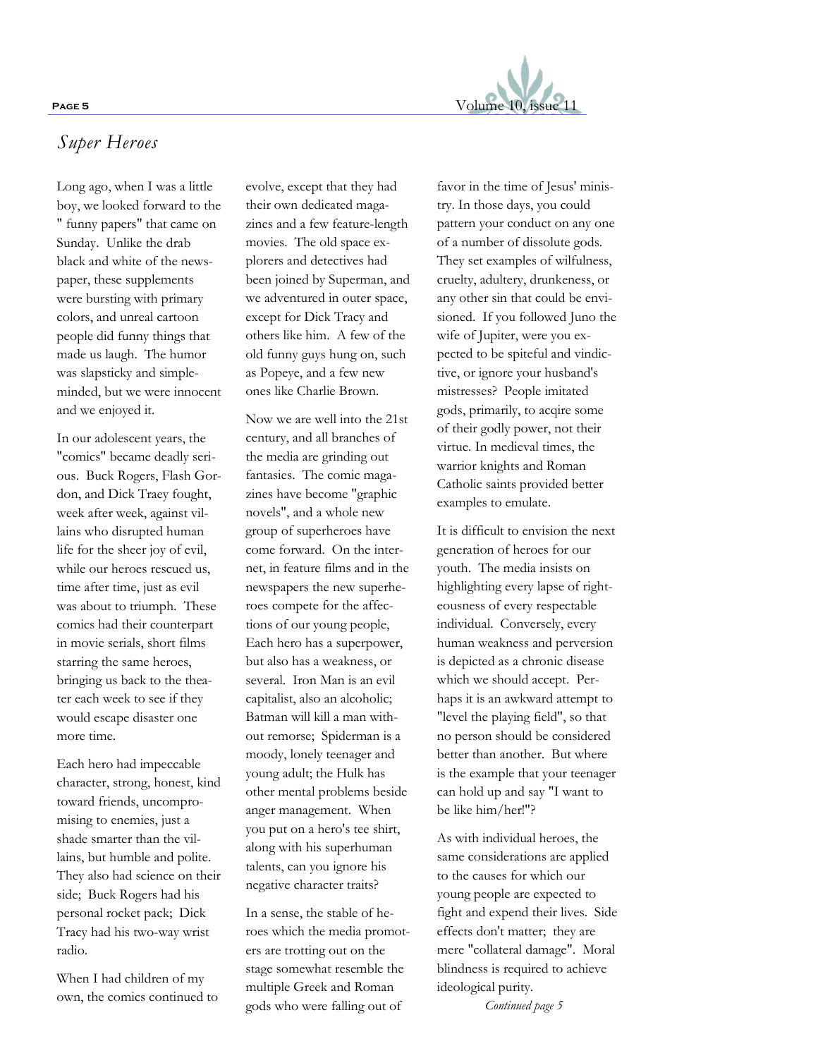## *Super Heroes*

Long ago, when I was a little boy, we looked forward to the " funny papers" that came on Sunday. Unlike the drab black and white of the newspaper, these supplements were bursting with primary colors, and unreal cartoon people did funny things that made us laugh. The humor was slapsticky and simple-minded, but we were innocent and we enjoyed it.

In our adolescent years, the "comics" became deadly serious. Buck Rogers, Flash Gordon, and Dick Traey fought, week after week, against villains who disrupted human life for the sheer joy of evil, while our heroes rescued us, time after time, just as evil was about to triumph. These comics had their counterpart in movie serials, short films starring the same heroes, bringing us back to the theater each week to see if they would escape disaster one more time.

Each hero had impeccable character, strong, honest, kind toward friends, uncompromising to enemies, just a shade smarter than the villains, but humble and polite. They also had science on their side; Buck Rogers had his personal rocket pack; Dick Tracy had his two-way wrist radio.

When I had children of my own, the comics continued to evolve, except that they had their own dedicated magazines and a few feature-length movies. The old space explorers and detectives had been joined by Superman, and we adventured in outer space, except for Dick Tracy and others like him. A few of the old funny guys hung on, such as Popeye, and a few new ones like Charlie Brown.

Now we are well into the 21st century, and all branches of the media are grinding out fantasies. The comic magazines have become "graphic novels", and a whole new group of superheroes have come forward. On the internet, in feature films and in the newspapers the new superheroes compete for the affections of our young people, Each hero has a superpower, but also has a weakness, or several. Iron Man is an evil capitalist, also an alcoholic; Batman will kill a man without remorse; Spiderman is a moody, lonely teenager and young adult; the Hulk has other mental problems beside anger management. When you put on a hero's tee shirt, along with his superhuman talents, can you ignore his negative character traits?

In a sense, the stable of heroes which the media promoters are trotting out on the stage somewhat resemble the multiple Greek and Roman gods who were falling out of favor in the time of Jesus' ministry. In those days, you could pattern your conduct on any one of a number of dissolute gods. They set examples of wilfulness, cruelty, adultery, drunkeness, or any other sin that could be envisioned. If you followed Juno the wife of Jupiter, were you expected to be spiteful and vindictive, or ignore your husband's mistresses? People imitated gods, primarily, to acqire some of their godly power, not their virtue. In medieval times, the warrior knights and Roman Catholic saints provided better examples to emulate.

It is difficult to envision the next generation of heroes for our youth. The media insists on highlighting every lapse of righteousness of every respectable individual. Conversely, every human weakness and perversion is depicted as a chronic disease which we should accept. Perhaps it is an awkward attempt to "level the playing field", so that no person should be considered better than another. But where is the example that your teenager can hold up and say "I want to be like him/her!"?

As with individual heroes, the same considerations are applied to the causes for which our young people are expected to fight and expend their lives. Side effects don't matter; they are mere "collateral damage". Moral blindness is required to achieve ideological purity.

*Continued page 5*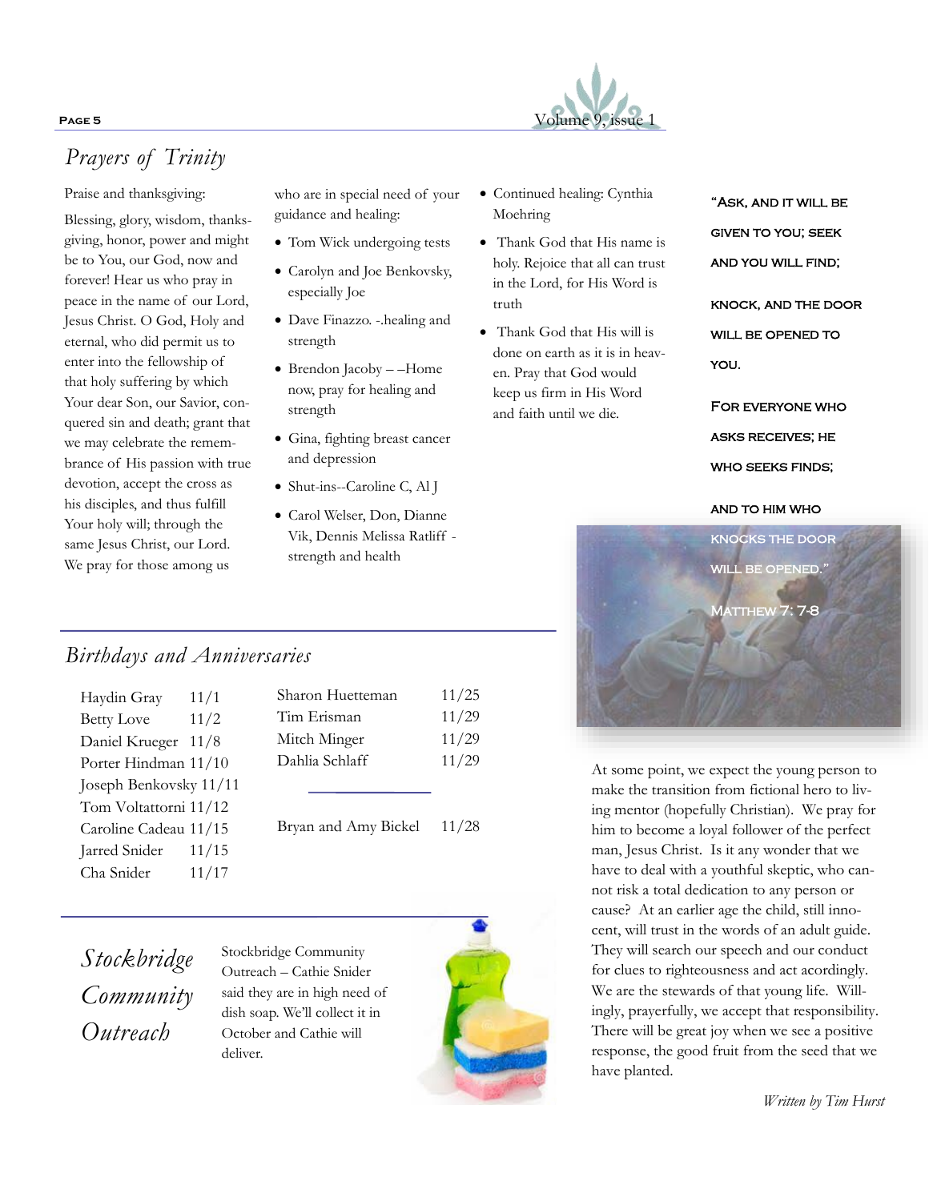## Prayers of Trinity

Praise and thanksgiving:

Blessing, glory, wisdom, thanksgiving, honor, power and might be to You, our God, now and forever! Hear us who pray in peace in the name of our Lord, Jesus Christ. O God, Holy and eternal, who did permit us to enter into the fellowship of that holy suffering by which Your dear Son, our Savior, conquered sin and death; grant that we may celebrate the remembrance of His passion with true devotion, accept the cross as his disciples, and thus fulfill Your holy will; through the same Jesus Christ, our Lord. We pray for those among us who are in special need of your guidance and healing:

- Tom Wick undergoing tests
- Carolyn and Joe Benkovsky, especially Joe
- Dave Finazzo. -.healing and strength
- Brendon Jacoby – –Home now, pray for healing and strength
- Gina, fighting breast cancer and depression
- Shut-ins--Caroline C, Al J
- Carol Welser, Don, Dianne Vik, Dennis Melissa Ratliff - strength and health
- Continued healing: Cynthia Moehring
- Thank God that His name is holy. Rejoice that all can trust in the Lord, for His Word is truth
- Thank God that His will is done on earth as it is in heaven. Pray that God would keep us firm in His Word and faith until we die.

"ASK, AND IT WILL BE GIVEN TO YOU; SEEK AND YOU WILL FIND;

KNOCK, AND THE DOOR WILL BE OPENED TO YOU.

FOR EVERYONE WHO ASKS RECEIVES; HE WHO SEEKS FINDS;

AND TO HIM WHO KNOCKS THE DOOR WILL BE OPENED."

MATTHEW 7: 7-8

## Birthdays and Anniversaries

| | |
|---|---|
| Haydin Gray | 11/1 |
| Betty Love | 11/2 |
| Daniel Krueger | 11/8 |
| Porter Hindman | 11/10 |
| Joseph Benkovsky | 11/11 |
| Tom Voltattorni | 11/12 |
| Caroline Cadeau | 11/15 |
| Jarred Snider | 11/15 |
| Cha Snider | 11/17 |
| Sharon Huetteman | 11/25 |
| Tim Erisman | 11/29 |
| Mitch Minger | 11/29 |
| Dahlia Schlaff | 11/29 |

| | |
|---|---|
| Bryan and Amy Bickel | 11/28 |

## Stockbridge Community Outreach

Stockbridge Community Outreach – Cathie Snider said they are in high need of dish soap. We'll collect it in October and Cathie will deliver.

At some point, we expect the young person to make the transition from fictional hero to living mentor (hopefully Christian). We pray for him to become a loyal follower of the perfect man, Jesus Christ. Is it any wonder that we have to deal with a youthful skeptic, who cannot risk a total dedication to any person or cause? At an earlier age the child, still innocent, will trust in the words of an adult guide. They will search our speech and our conduct for clues to righteousness and act acordingly. We are the stewards of that young life. Willingly, prayerfully, we accept that responsibility. There will be great joy when we see a positive response, the good fruit from the seed that we have planted.

*Written by Tim Hurst*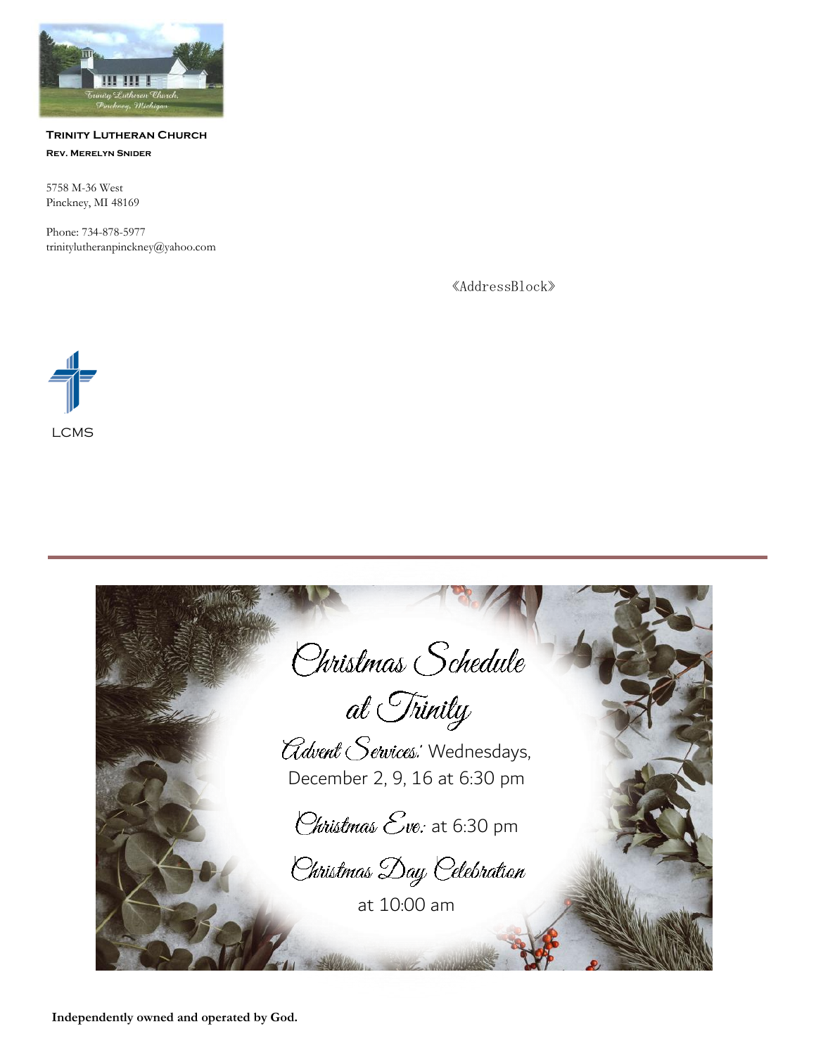**Trinity Lutheran Church**

**Rev. Merelyn Snider**

5758 M-36 West
Pinckney, MI 48169

Phone: 734-878-5977
trinitylutheranpinckney@yahoo.com

«AddressBlock»

LCMS

Christmas Schedule at Trinity

Advent Services: Wednesdays, December 2, 9, 16 at 6:30 pm

Christmas Eve: at 6:30 pm

Christmas Day Celebration at 10:00 am

**Independently owned and operated by God.**